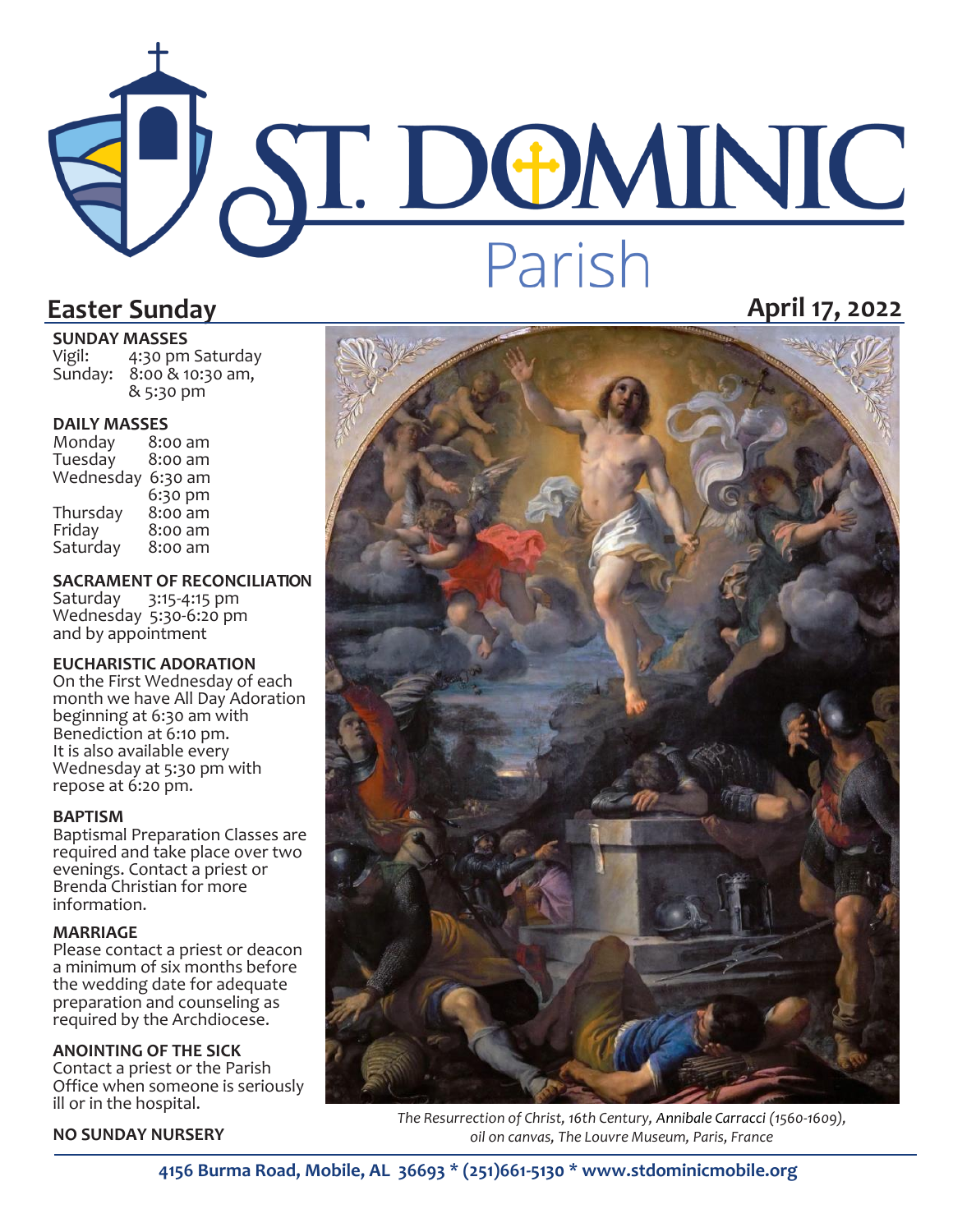# ST. DOMINIC Parish

## Easter Sunday

**April 17, 2022**

**SUNDAY MASSES**

Vigil: 4:30 pm Saturday
Sunday: 8:00 & 10:30 am, & 5:30 pm

**DAILY MASSES**

| | |
|---|---|
| Monday | 8:00 am |
| Tuesday | 8:00 am |
| Wednesday | 6:30 am |
| | 6:30 pm |
| Thursday | 8:00 am |
| Friday | 8:00 am |
| Saturday | 8:00 am |

**SACRAMENT OF RECONCILIATION**

Saturday 3:15-4:15 pm
Wednesday 5:30-6:20 pm
and by appointment

**EUCHARISTIC ADORATION**

On the First Wednesday of each month we have All Day Adoration beginning at 6:30 am with Benediction at 6:10 pm. It is also available every Wednesday at 5:30 pm with repose at 6:20 pm.

**BAPTISM**

Baptismal Preparation Classes are required and take place over two evenings. Contact a priest or Brenda Christian for more information.

**MARRIAGE**

Please contact a priest or deacon a minimum of six months before the wedding date for adequate preparation and counseling as required by the Archdiocese.

**ANOINTING OF THE SICK**

Contact a priest or the Parish Office when someone is seriously ill or in the hospital.

**NO SUNDAY NURSERY**

*The Resurrection of Christ, 16th Century, Annibale Carracci (1560-1609), oil on canvas, The Louvre Museum, Paris, France*

**4156 Burma Road, Mobile, AL 36693 * (251)661-5130 * www.stdominicmobile.org**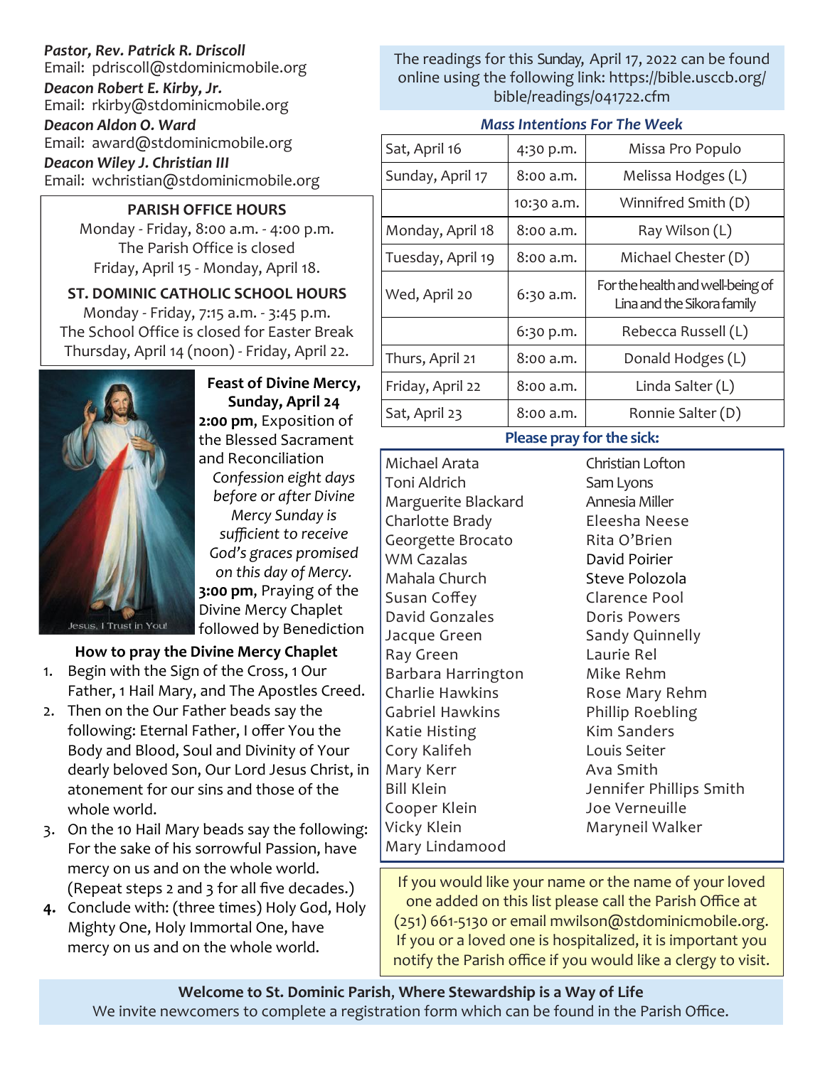***Pastor, Rev. Patrick R. Driscoll***
Email: pdriscoll@stdominicmobile.org

***Deacon Robert E. Kirby, Jr.***
Email: rkirby@stdominicmobile.org

***Deacon Aldon O. Ward***
Email: award@stdominicmobile.org

***Deacon Wiley J. Christian III***
Email: wchristian@stdominicmobile.org

**PARISH OFFICE HOURS**

Monday - Friday, 8:00 a.m. - 4:00 p.m.
The Parish Office is closed
Friday, April 15 - Monday, April 18.

**ST. DOMINIC CATHOLIC SCHOOL HOURS**

Monday - Friday, 7:15 a.m. - 3:45 p.m.
The School Office is closed for Easter Break
Thursday, April 14 (noon) - Friday, April 22.

Jesus, I Trust in You!

**Feast of Divine Mercy, Sunday, April 24**

**2:00 pm**, Exposition of the Blessed Sacrament and Reconciliation

*Confession eight days before or after Divine Mercy Sunday is sufficient to receive God's graces promised on this day of Mercy.*

**3:00 pm**, Praying of the Divine Mercy Chaplet followed by Benediction

**How to pray the Divine Mercy Chaplet**

1. Begin with the Sign of the Cross, 1 Our Father, 1 Hail Mary, and The Apostles Creed.
2. Then on the Our Father beads say the following: Eternal Father, I offer You the Body and Blood, Soul and Divinity of Your dearly beloved Son, Our Lord Jesus Christ, in atonement for our sins and those of the whole world.
3. On the 10 Hail Mary beads say the following: For the sake of his sorrowful Passion, have mercy on us and on the whole world. (Repeat steps 2 and 3 for all five decades.)
4. Conclude with: (three times) Holy God, Holy Mighty One, Holy Immortal One, have mercy on us and on the whole world.

The readings for this Sunday, April 17, 2022 can be found online using the following link: https://bible.usccb.org/bible/readings/041722.cfm

***Mass Intentions For The Week***

| | | |
|---|---|---|
| Sat, April 16 | 4:30 p.m. | Missa Pro Populo |
| Sunday, April 17 | 8:00 a.m. | Melissa Hodges (L) |
| | 10:30 a.m. | Winnifred Smith (D) |
| Monday, April 18 | 8:00 a.m. | Ray Wilson (L) |
| Tuesday, April 19 | 8:00 a.m. | Michael Chester (D) |
| Wed, April 20 | 6:30 a.m. | For the health and well-being of Lina and the Sikora family |
| | 6:30 p.m. | Rebecca Russell (L) |
| Thurs, April 21 | 8:00 a.m. | Donald Hodges (L) |
| Friday, April 22 | 8:00 a.m. | Linda Salter (L) |
| Sat, April 23 | 8:00 a.m. | Ronnie Salter (D) |

**Please pray for the sick:**

Michael Arata
Toni Aldrich
Marguerite Blackard
Charlotte Brady
Georgette Brocato
WM Cazalas
Mahala Church
Susan Coffey
David Gonzales
Jacque Green
Ray Green
Barbara Harrington
Charlie Hawkins
Gabriel Hawkins
Katie Histing
Cory Kalifeh
Mary Kerr
Bill Klein
Cooper Klein
Vicky Klein
Mary Lindamood
Christian Lofton
Sam Lyons
Annesia Miller
Eleesha Neese
Rita O'Brien
David Poirier
Steve Polozola
Clarence Pool
Doris Powers
Sandy Quinnelly
Laurie Rel
Mike Rehm
Rose Mary Rehm
Phillip Roebling
Kim Sanders
Louis Seiter
Ava Smith
Jennifer Phillips Smith
Joe Verneuille
Maryneil Walker

If you would like your name or the name of your loved one added on this list please call the Parish Office at (251) 661-5130 or email mwilson@stdominicmobile.org. If you or a loved one is hospitalized, it is important you notify the Parish office if you would like a clergy to visit.

**Welcome to St. Dominic Parish, Where Stewardship is a Way of Life**
We invite newcomers to complete a registration form which can be found in the Parish Office.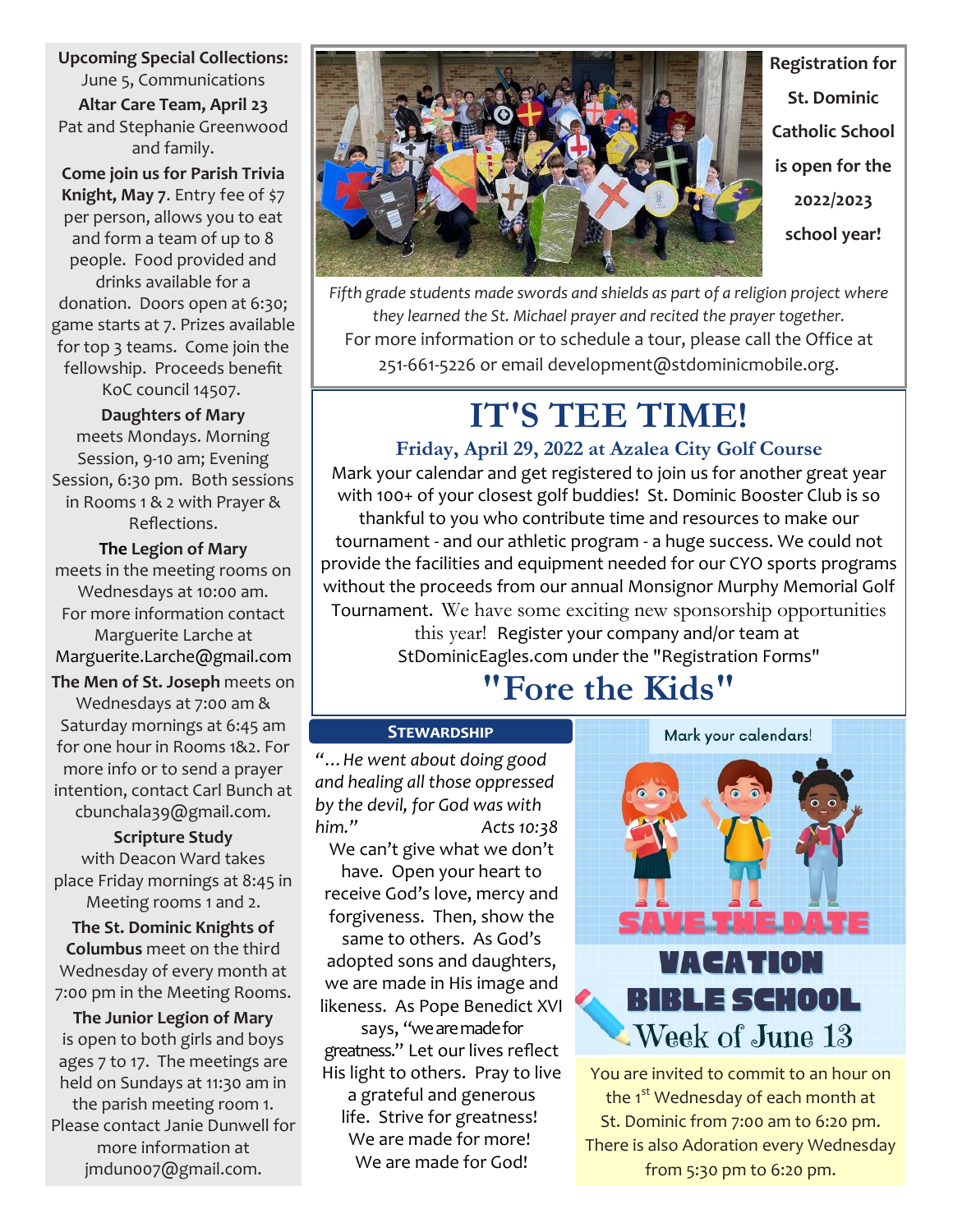**Upcoming Special Collections:**
June 5, Communications

**Altar Care Team, April 23**
Pat and Stephanie Greenwood and family.

**Come join us for Parish Trivia Knight, May 7**. Entry fee of $7 per person, allows you to eat and form a team of up to 8 people. Food provided and drinks available for a donation. Doors open at 6:30; game starts at 7. Prizes available for top 3 teams. Come join the fellowship. Proceeds benefit KoC council 14507.

**Daughters of Mary**
meets Mondays. Morning Session, 9-10 am; Evening Session, 6:30 pm. Both sessions in Rooms 1 & 2 with Prayer & Reflections.

**The Legion of Mary**
meets in the meeting rooms on Wednesdays at 10:00 am. For more information contact Marguerite Larche at Marguerite.Larche@gmail.com

**The Men of St. Joseph** meets on Wednesdays at 7:00 am & Saturday mornings at 6:45 am for one hour in Rooms 1&2. For more info or to send a prayer intention, contact Carl Bunch at cbunchala39@gmail.com.

**Scripture Study**
with Deacon Ward takes place Friday mornings at 8:45 in Meeting rooms 1 and 2.

**The St. Dominic Knights of Columbus** meet on the third Wednesday of every month at 7:00 pm in the Meeting Rooms.

**The Junior Legion of Mary**
is open to both girls and boys ages 7 to 17. The meetings are held on Sundays at 11:30 am in the parish meeting room 1. Please contact Janie Dunwell for more information at jmdun007@gmail.com.

**Registration for St. Dominic Catholic School is open for the 2022/2023 school year!**

*Fifth grade students made swords and shields as part of a religion project where they learned the St. Michael prayer and recited the prayer together.*

For more information or to schedule a tour, please call the Office at 251-661-5226 or email development@stdominicmobile.org.

# IT'S TEE TIME!

### Friday, April 29, 2022 at Azalea City Golf Course

Mark your calendar and get registered to join us for another great year with 100+ of your closest golf buddies! St. Dominic Booster Club is so thankful to you who contribute time and resources to make our tournament - and our athletic program - a huge success. We could not provide the facilities and equipment needed for our CYO sports programs without the proceeds from our annual Monsignor Murphy Memorial Golf Tournament. We have some exciting new sponsorship opportunities this year! Register your company and/or team at StDominicEagles.com under the "Registration Forms"

## "Fore the Kids"

## STEWARDSHIP

*"…He went about doing good and healing all those oppressed by the devil, for God was with him."* *Acts 10:38*

We can't give what we don't have. Open your heart to receive God's love, mercy and forgiveness. Then, show the same to others. As God's adopted sons and daughters, we are made in His image and likeness. As Pope Benedict XVI says, "we are made for greatness." Let our lives reflect His light to others. Pray to live a grateful and generous life. Strive for greatness! We are made for more! We are made for God!

Mark your calendars!

SAVE THE DATE

**VACATION BIBLE SCHOOL**

Week of June 13

You are invited to commit to an hour on the 1st Wednesday of each month at St. Dominic from 7:00 am to 6:20 pm. There is also Adoration every Wednesday from 5:30 pm to 6:20 pm.